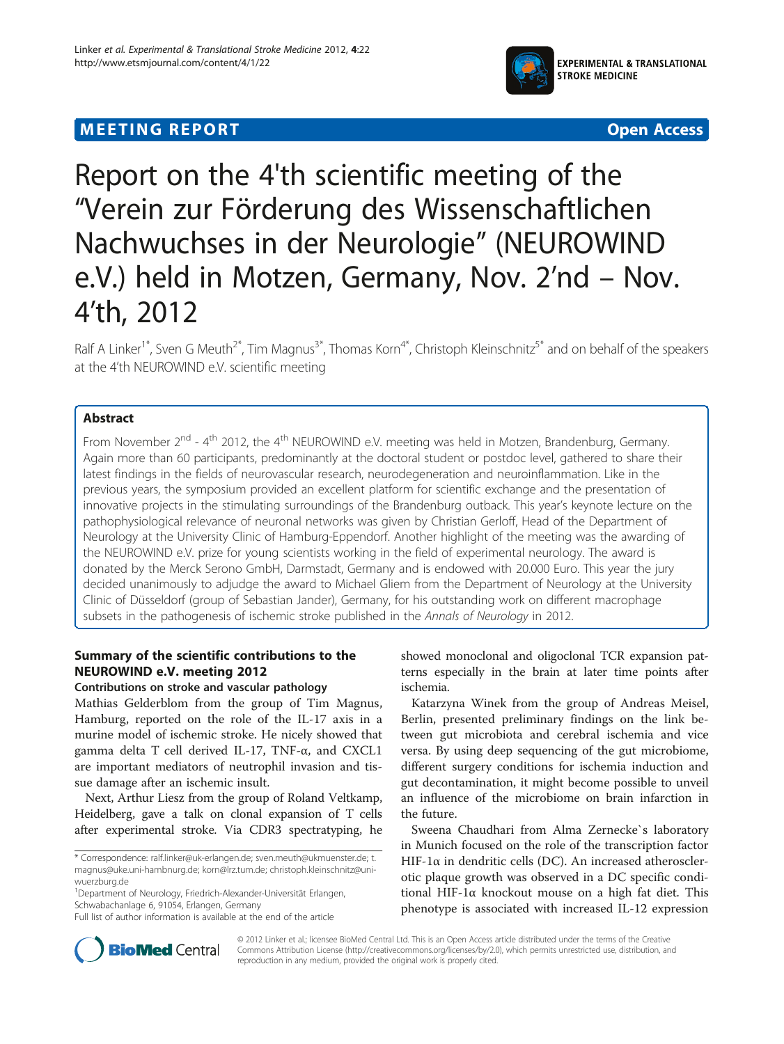MEETING REPORT Open Access

# Report on the 4'th scientific meeting of the "Verein zur Förderung des Wissenschaftlichen Nachwuchses in der Neurologie" (NEUROWIND e.V.) held in Motzen, Germany, Nov. 2'nd – Nov. 4'th, 2012

Ralf A Linker[1*], Sven G Meuth[2*], Tim Magnus[3*], Thomas Korn[4*], Christoph Kleinschnitz[5*] and on behalf of the speakers at the 4'th NEUROWIND e.V. scientific meeting

## Abstract

From November 2nd - 4th 2012, the 4th NEUROWIND e.V. meeting was held in Motzen, Brandenburg, Germany. Again more than 60 participants, predominantly at the doctoral student or postdoc level, gathered to share their latest findings in the fields of neurovascular research, neurodegeneration and neuroinflammation. Like in the previous years, the symposium provided an excellent platform for scientific exchange and the presentation of innovative projects in the stimulating surroundings of the Brandenburg outback. This year's keynote lecture on the pathophysiological relevance of neuronal networks was given by Christian Gerloff, Head of the Department of Neurology at the University Clinic of Hamburg-Eppendorf. Another highlight of the meeting was the awarding of the NEUROWIND e.V. prize for young scientists working in the field of experimental neurology. The award is donated by the Merck Serono GmbH, Darmstadt, Germany and is endowed with 20.000 Euro. This year the jury decided unanimously to adjudge the award to Michael Gliem from the Department of Neurology at the University Clinic of Düsseldorf (group of Sebastian Jander), Germany, for his outstanding work on different macrophage subsets in the pathogenesis of ischemic stroke published in the *Annals of Neurology* in 2012.

## Summary of the scientific contributions to the NEUROWIND e.V. meeting 2012

### Contributions on stroke and vascular pathology

Mathias Gelderblom from the group of Tim Magnus, Hamburg, reported on the role of the IL-17 axis in a murine model of ischemic stroke. He nicely showed that gamma delta T cell derived IL-17, TNF-α, and CXCL1 are important mediators of neutrophil invasion and tissue damage after an ischemic insult.

Next, Arthur Liesz from the group of Roland Veltkamp, Heidelberg, gave a talk on clonal expansion of T cells after experimental stroke. Via CDR3 spectratyping, he showed monoclonal and oligoclonal TCR expansion patterns especially in the brain at later time points after ischemia.

Katarzyna Winek from the group of Andreas Meisel, Berlin, presented preliminary findings on the link between gut microbiota and cerebral ischemia and vice versa. By using deep sequencing of the gut microbiome, different surgery conditions for ischemia induction and gut decontamination, it might become possible to unveil an influence of the microbiome on brain infarction in the future.

Sweena Chaudhari from Alma Zernecke`s laboratory in Munich focused on the role of the transcription factor HIF-1α in dendritic cells (DC). An increased atherosclerotic plaque growth was observed in a DC specific conditional HIF-1α knockout mouse on a high fat diet. This phenotype is associated with increased IL-12 expression

\* Correspondence: ralf.linker@uk-erlangen.de; sven.meuth@ukmuenster.de; t.magnus@uke.uni-hambnurg.de; korn@lrz.tum.de; christoph.kleinschnitz@uni-wuerzburg.de

[1]Department of Neurology, Friedrich-Alexander-Universität Erlangen, Schwabachanlage 6, 91054, Erlangen, Germany

Full list of author information is available at the end of the article

© 2012 Linker et al.; licensee BioMed Central Ltd. This is an Open Access article distributed under the terms of the Creative Commons Attribution License (http://creativecommons.org/licenses/by/2.0), which permits unrestricted use, distribution, and reproduction in any medium, provided the original work is properly cited.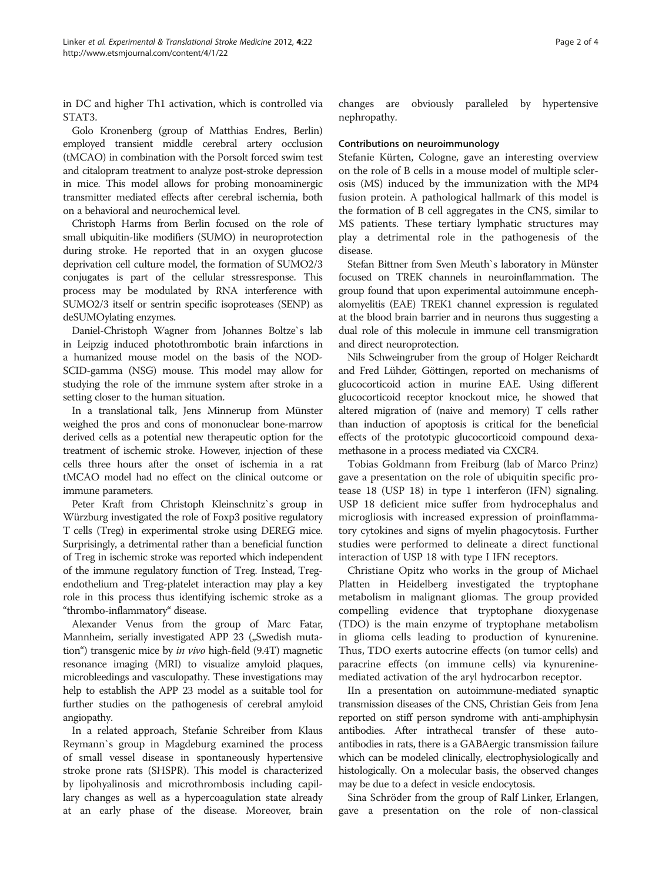in DC and higher Th1 activation, which is controlled via STAT3.

Golo Kronenberg (group of Matthias Endres, Berlin) employed transient middle cerebral artery occlusion (tMCAO) in combination with the Porsolt forced swim test and citalopram treatment to analyze post-stroke depression in mice. This model allows for probing monoaminergic transmitter mediated effects after cerebral ischemia, both on a behavioral and neurochemical level.

Christoph Harms from Berlin focused on the role of small ubiquitin-like modifiers (SUMO) in neuroprotection during stroke. He reported that in an oxygen glucose deprivation cell culture model, the formation of SUMO2/3 conjugates is part of the cellular stressresponse. This process may be modulated by RNA interference with SUMO2/3 itself or sentrin specific isoproteases (SENP) as deSUMOylating enzymes.

Daniel-Christoph Wagner from Johannes Boltze`s lab in Leipzig induced photothrombotic brain infarctions in a humanized mouse model on the basis of the NOD-SCID-gamma (NSG) mouse. This model may allow for studying the role of the immune system after stroke in a setting closer to the human situation.

In a translational talk, Jens Minnerup from Münster weighed the pros and cons of mononuclear bone-marrow derived cells as a potential new therapeutic option for the treatment of ischemic stroke. However, injection of these cells three hours after the onset of ischemia in a rat tMCAO model had no effect on the clinical outcome or immune parameters.

Peter Kraft from Christoph Kleinschnitz`s group in Würzburg investigated the role of Foxp3 positive regulatory T cells (Treg) in experimental stroke using DEREG mice. Surprisingly, a detrimental rather than a beneficial function of Treg in ischemic stroke was reported which independent of the immune regulatory function of Treg. Instead, Treg-endothelium and Treg-platelet interaction may play a key role in this process thus identifying ischemic stroke as a "thrombo-inflammatory" disease.

Alexander Venus from the group of Marc Fatar, Mannheim, serially investigated APP 23 („Swedish mutation") transgenic mice by *in vivo* high-field (9.4T) magnetic resonance imaging (MRI) to visualize amyloid plaques, microbleedings and vasculopathy. These investigations may help to establish the APP 23 model as a suitable tool for further studies on the pathogenesis of cerebral amyloid angiopathy.

In a related approach, Stefanie Schreiber from Klaus Reymann`s group in Magdeburg examined the process of small vessel disease in spontaneously hypertensive stroke prone rats (SHSPR). This model is characterized by lipohyalinosis and microthrombosis including capillary changes as well as a hypercoagulation state already at an early phase of the disease. Moreover, brain changes are obviously paralleled by hypertensive nephropathy.

## Contributions on neuroimmunology

Stefanie Kürten, Cologne, gave an interesting overview on the role of B cells in a mouse model of multiple sclerosis (MS) induced by the immunization with the MP4 fusion protein. A pathological hallmark of this model is the formation of B cell aggregates in the CNS, similar to MS patients. These tertiary lymphatic structures may play a detrimental role in the pathogenesis of the disease.

Stefan Bittner from Sven Meuth`s laboratory in Münster focused on TREK channels in neuroinflammation. The group found that upon experimental autoimmune encephalomyelitis (EAE) TREK1 channel expression is regulated at the blood brain barrier and in neurons thus suggesting a dual role of this molecule in immune cell transmigration and direct neuroprotection.

Nils Schweingruber from the group of Holger Reichardt and Fred Lühder, Göttingen, reported on mechanisms of glucocorticoid action in murine EAE. Using different glucocorticoid receptor knockout mice, he showed that altered migration of (naive and memory) T cells rather than induction of apoptosis is critical for the beneficial effects of the prototypic glucocorticoid compound dexamethasone in a process mediated via CXCR4.

Tobias Goldmann from Freiburg (lab of Marco Prinz) gave a presentation on the role of ubiquitin specific protease 18 (USP 18) in type 1 interferon (IFN) signaling. USP 18 deficient mice suffer from hydrocephalus and microgliosis with increased expression of proinflammatory cytokines and signs of myelin phagocytosis. Further studies were performed to delineate a direct functional interaction of USP 18 with type I IFN receptors.

Christiane Opitz who works in the group of Michael Platten in Heidelberg investigated the tryptophane metabolism in malignant gliomas. The group provided compelling evidence that tryptophane dioxygenase (TDO) is the main enzyme of tryptophane metabolism in glioma cells leading to production of kynurenine. Thus, TDO exerts autocrine effects (on tumor cells) and paracrine effects (on immune cells) via kynurenine-mediated activation of the aryl hydrocarbon receptor.

IIn a presentation on autoimmune-mediated synaptic transmission diseases of the CNS, Christian Geis from Jena reported on stiff person syndrome with anti-amphiphysin antibodies. After intrathecal transfer of these autoantibodies in rats, there is a GABAergic transmission failure which can be modeled clinically, electrophysiologically and histologically. On a molecular basis, the observed changes may be due to a defect in vesicle endocytosis.

Sina Schröder from the group of Ralf Linker, Erlangen, gave a presentation on the role of non-classical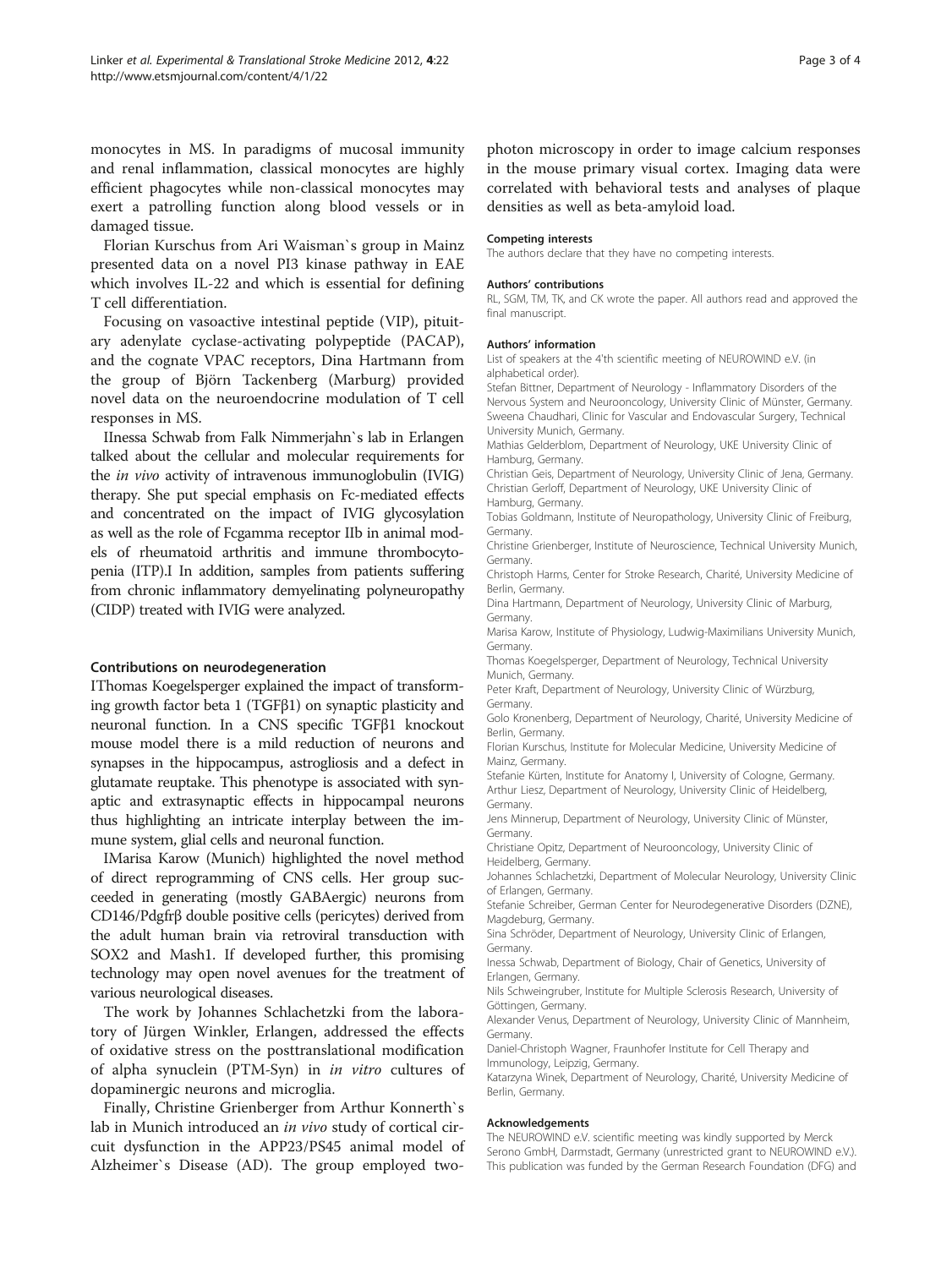monocytes in MS. In paradigms of mucosal immunity and renal inflammation, classical monocytes are highly efficient phagocytes while non-classical monocytes may exert a patrolling function along blood vessels or in damaged tissue.

Florian Kurschus from Ari Waisman`s group in Mainz presented data on a novel PI3 kinase pathway in EAE which involves IL-22 and which is essential for defining T cell differentiation.

Focusing on vasoactive intestinal peptide (VIP), pituitary adenylate cyclase-activating polypeptide (PACAP), and the cognate VPAC receptors, Dina Hartmann from the group of Björn Tackenberg (Marburg) provided novel data on the neuroendocrine modulation of T cell responses in MS.

IInessa Schwab from Falk Nimmerjahn`s lab in Erlangen talked about the cellular and molecular requirements for the *in vivo* activity of intravenous immunoglobulin (IVIG) therapy. She put special emphasis on Fc-mediated effects and concentrated on the impact of IVIG glycosylation as well as the role of Fcgamma receptor IIb in animal models of rheumatoid arthritis and immune thrombocytopenia (ITP).I In addition, samples from patients suffering from chronic inflammatory demyelinating polyneuropathy (CIDP) treated with IVIG were analyzed.

### Contributions on neurodegeneration

IThomas Koegelsperger explained the impact of transforming growth factor beta 1 (TGFβ1) on synaptic plasticity and neuronal function. In a CNS specific TGFβ1 knockout mouse model there is a mild reduction of neurons and synapses in the hippocampus, astrogliosis and a defect in glutamate reuptake. This phenotype is associated with synaptic and extrasynaptic effects in hippocampal neurons thus highlighting an intricate interplay between the immune system, glial cells and neuronal function.

IMarisa Karow (Munich) highlighted the novel method of direct reprogramming of CNS cells. Her group succeeded in generating (mostly GABAergic) neurons from CD146/Pdgfrβ double positive cells (pericytes) derived from the adult human brain via retroviral transduction with SOX2 and Mash1. If developed further, this promising technology may open novel avenues for the treatment of various neurological diseases.

The work by Johannes Schlachetzki from the laboratory of Jürgen Winkler, Erlangen, addressed the effects of oxidative stress on the posttranslational modification of alpha synuclein (PTM-Syn) in *in vitro* cultures of dopaminergic neurons and microglia.

Finally, Christine Grienberger from Arthur Konnerth`s lab in Munich introduced an *in vivo* study of cortical circuit dysfunction in the APP23/PS45 animal model of Alzheimer`s Disease (AD). The group employed two-photon microscopy in order to image calcium responses in the mouse primary visual cortex. Imaging data were correlated with behavioral tests and analyses of plaque densities as well as beta-amyloid load.

#### Competing interests
The authors declare that they have no competing interests.

#### Authors' contributions
RL, SGM, TM, TK, and CK wrote the paper. All authors read and approved the final manuscript.

#### Authors' information
List of speakers at the 4'th scientific meeting of NEUROWIND e.V. (in alphabetical order).

Stefan Bittner, Department of Neurology - Inflammatory Disorders of the Nervous System and Neurooncology, University Clinic of Münster, Germany.
Sweena Chaudhari, Clinic for Vascular and Endovascular Surgery, Technical University Munich, Germany.
Mathias Gelderblom, Department of Neurology, UKE University Clinic of Hamburg, Germany.
Christian Geis, Department of Neurology, University Clinic of Jena, Germany.
Christian Gerloff, Department of Neurology, UKE University Clinic of Hamburg, Germany.
Tobias Goldmann, Institute of Neuropathology, University Clinic of Freiburg, Germany.
Christine Grienberger, Institute of Neuroscience, Technical University Munich, Germany.
Christoph Harms, Center for Stroke Research, Charité, University Medicine of Berlin, Germany.
Dina Hartmann, Department of Neurology, University Clinic of Marburg, Germany.
Marisa Karow, Institute of Physiology, Ludwig-Maximilians University Munich, Germany.
Thomas Koegelsperger, Department of Neurology, Technical University Munich, Germany.
Peter Kraft, Department of Neurology, University Clinic of Würzburg, Germany.
Golo Kronenberg, Department of Neurology, Charité, University Medicine of Berlin, Germany.
Florian Kurschus, Institute for Molecular Medicine, University Medicine of Mainz, Germany.
Stefanie Kürten, Institute for Anatomy I, University of Cologne, Germany.
Arthur Liesz, Department of Neurology, University Clinic of Heidelberg, Germany.
Jens Minnerup, Department of Neurology, University Clinic of Münster, Germany.
Christiane Opitz, Department of Neurooncology, University Clinic of Heidelberg, Germany.
Johannes Schlachetzki, Department of Molecular Neurology, University Clinic of Erlangen, Germany.
Stefanie Schreiber, German Center for Neurodegenerative Disorders (DZNE), Magdeburg, Germany.
Sina Schröder, Department of Neurology, University Clinic of Erlangen, Germany.
Inessa Schwab, Department of Biology, Chair of Genetics, University of Erlangen, Germany.
Nils Schweingruber, Institute for Multiple Sclerosis Research, University of Göttingen, Germany.
Alexander Venus, Department of Neurology, University Clinic of Mannheim, Germany.
Daniel-Christoph Wagner, Fraunhofer Institute for Cell Therapy and Immunology, Leipzig, Germany.
Katarzyna Winek, Department of Neurology, Charité, University Medicine of Berlin, Germany.

#### Acknowledgements
The NEUROWIND e.V. scientific meeting was kindly supported by Merck Serono GmbH, Darmstadt, Germany (unrestricted grant to NEUROWIND e.V.). This publication was funded by the German Research Foundation (DFG) and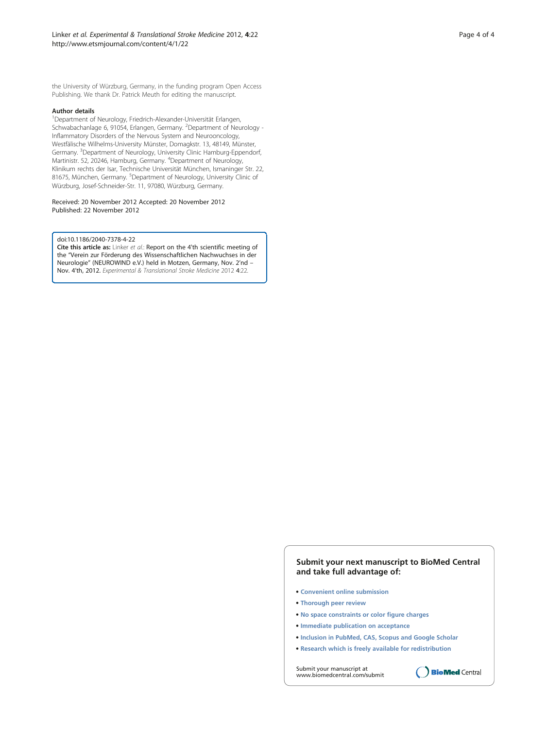the University of Würzburg, Germany, in the funding program Open Access Publishing. We thank Dr. Patrick Meuth for editing the manuscript.

### Author details

[1]Department of Neurology, Friedrich-Alexander-Universität Erlangen, Schwabachanlage 6, 91054, Erlangen, Germany. [2]Department of Neurology - Inflammatory Disorders of the Nervous System and Neurooncology, Westfälische Wilhelms-University Münster, Domagkstr. 13, 48149, Münster, Germany. [3]Department of Neurology, University Clinic Hamburg-Eppendorf, Martinistr. 52, 20246, Hamburg, Germany. [4]Department of Neurology, Klinikum rechts der Isar, Technische Universität München, Ismaninger Str. 22, 81675, München, Germany. [5]Department of Neurology, University Clinic of Würzburg, Josef-Schneider-Str. 11, 97080, Würzburg, Germany.

Received: 20 November 2012 Accepted: 20 November 2012
Published: 22 November 2012

doi:10.1186/2040-7378-4-22
**Cite this article as:** Linker *et al.*: Report on the 4'th scientific meeting of the "Verein zur Förderung des Wissenschaftlichen Nachwuchses in der Neurologie" (NEUROWIND e.V.) held in Motzen, Germany, Nov. 2'nd – Nov. 4'th, 2012. *Experimental & Translational Stroke Medicine* 2012 **4**:22.

**Submit your next manuscript to BioMed Central and take full advantage of:**

- **Convenient online submission**
- **Thorough peer review**
- **No space constraints or color figure charges**
- **Immediate publication on acceptance**
- **Inclusion in PubMed, CAS, Scopus and Google Scholar**
- **Research which is freely available for redistribution**

Submit your manuscript at
www.biomedcentral.com/submit

BioMed Central